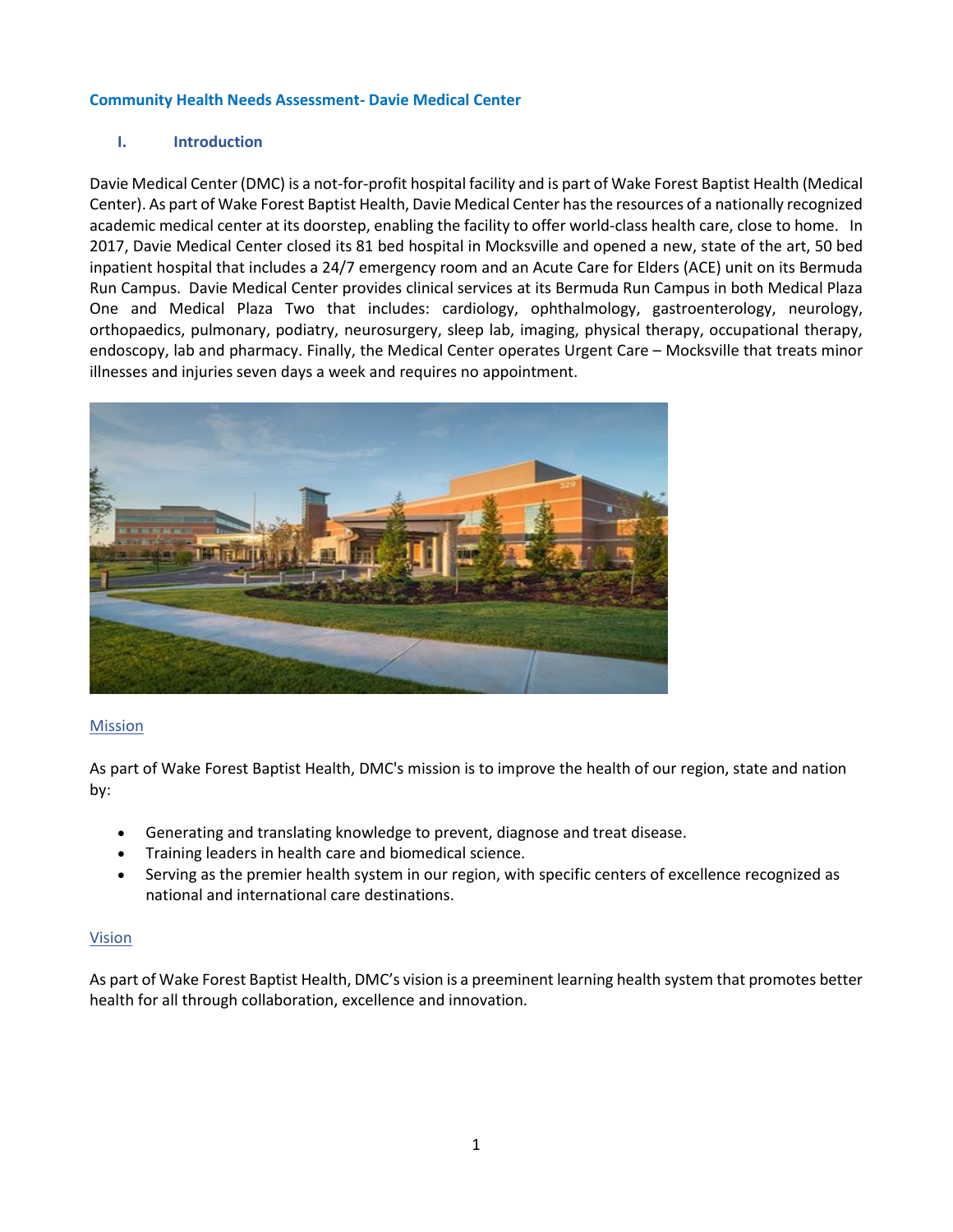# Community Health Needs Assessment- Davie Medical Center

## I. Introduction

Davie Medical Center (DMC) is a not-for-profit hospital facility and is part of Wake Forest Baptist Health (Medical Center). As part of Wake Forest Baptist Health, Davie Medical Center has the resources of a nationally recognized academic medical center at its doorstep, enabling the facility to offer world-class health care, close to home. In 2017, Davie Medical Center closed its 81 bed hospital in Mocksville and opened a new, state of the art, 50 bed inpatient hospital that includes a 24/7 emergency room and an Acute Care for Elders (ACE) unit on its Bermuda Run Campus. Davie Medical Center provides clinical services at its Bermuda Run Campus in both Medical Plaza One and Medical Plaza Two that includes: cardiology, ophthalmology, gastroenterology, neurology, orthopaedics, pulmonary, podiatry, neurosurgery, sleep lab, imaging, physical therapy, occupational therapy, endoscopy, lab and pharmacy. Finally, the Medical Center operates Urgent Care – Mocksville that treats minor illnesses and injuries seven days a week and requires no appointment.

### Mission

As part of Wake Forest Baptist Health, DMC's mission is to improve the health of our region, state and nation by:

- Generating and translating knowledge to prevent, diagnose and treat disease.
- Training leaders in health care and biomedical science.
- Serving as the premier health system in our region, with specific centers of excellence recognized as national and international care destinations.

### Vision

As part of Wake Forest Baptist Health, DMC's vision is a preeminent learning health system that promotes better health for all through collaboration, excellence and innovation.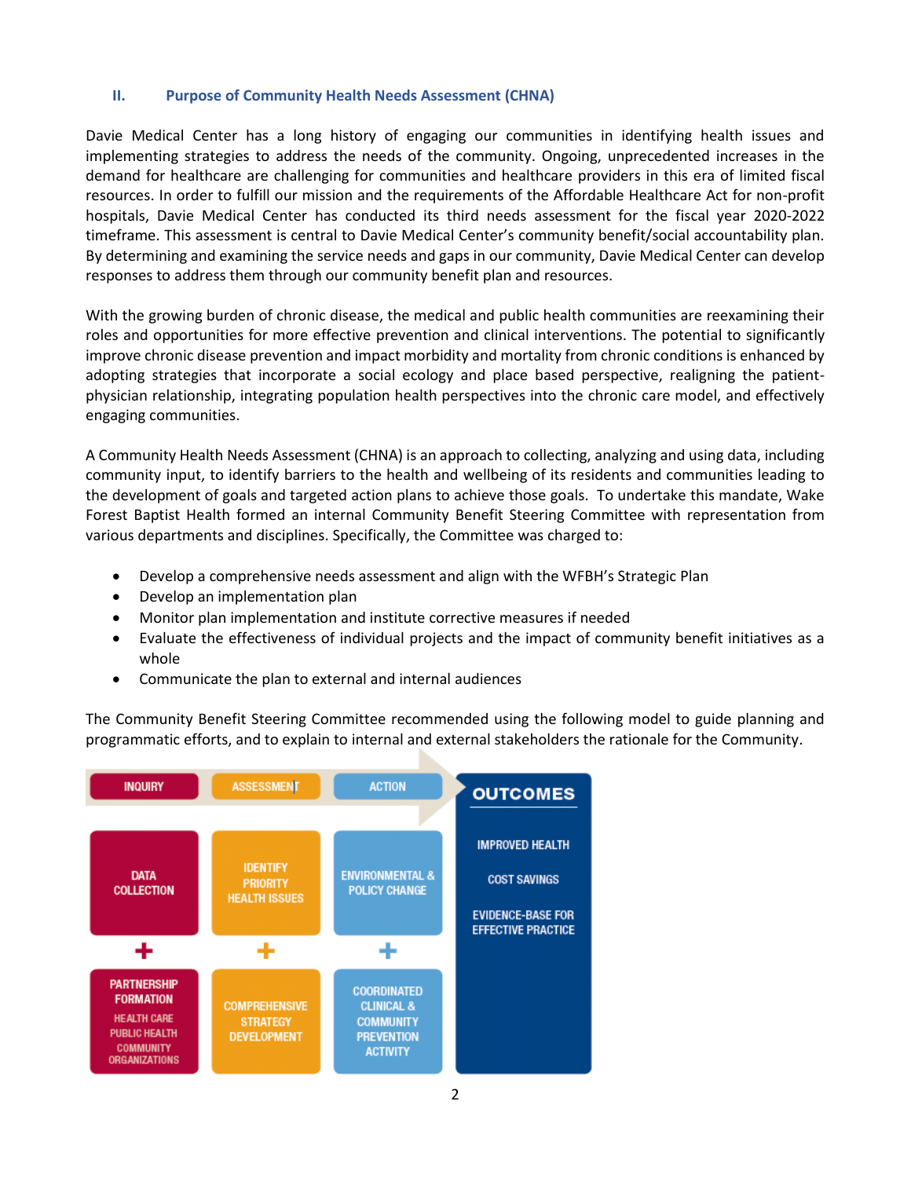## II. Purpose of Community Health Needs Assessment (CHNA)

Davie Medical Center has a long history of engaging our communities in identifying health issues and implementing strategies to address the needs of the community. Ongoing, unprecedented increases in the demand for healthcare are challenging for communities and healthcare providers in this era of limited fiscal resources. In order to fulfill our mission and the requirements of the Affordable Healthcare Act for non-profit hospitals, Davie Medical Center has conducted its third needs assessment for the fiscal year 2020-2022 timeframe. This assessment is central to Davie Medical Center's community benefit/social accountability plan. By determining and examining the service needs and gaps in our community, Davie Medical Center can develop responses to address them through our community benefit plan and resources.

With the growing burden of chronic disease, the medical and public health communities are reexamining their roles and opportunities for more effective prevention and clinical interventions. The potential to significantly improve chronic disease prevention and impact morbidity and mortality from chronic conditions is enhanced by adopting strategies that incorporate a social ecology and place based perspective, realigning the patient-physician relationship, integrating population health perspectives into the chronic care model, and effectively engaging communities.

A Community Health Needs Assessment (CHNA) is an approach to collecting, analyzing and using data, including community input, to identify barriers to the health and wellbeing of its residents and communities leading to the development of goals and targeted action plans to achieve those goals. To undertake this mandate, Wake Forest Baptist Health formed an internal Community Benefit Steering Committee with representation from various departments and disciplines. Specifically, the Committee was charged to:

- Develop a comprehensive needs assessment and align with the WFBH's Strategic Plan
- Develop an implementation plan
- Monitor plan implementation and institute corrective measures if needed
- Evaluate the effectiveness of individual projects and the impact of community benefit initiatives as a whole
- Communicate the plan to external and internal audiences

The Community Benefit Steering Committee recommended using the following model to guide planning and programmatic efforts, and to explain to internal and external stakeholders the rationale for the Community.

| INQUIRY | ASSESSMENT | ACTION | OUTCOMES |
|---|---|---|---|
| DATA COLLECTION | IDENTIFY PRIORITY HEALTH ISSUES | ENVIRONMENTAL & POLICY CHANGE | IMPROVED HEALTH |
| + | + | + | COST SAVINGS |
| PARTNERSHIP FORMATION (HEALTH CARE, PUBLIC HEALTH, COMMUNITY ORGANIZATIONS) | COMPREHENSIVE STRATEGY DEVELOPMENT | COORDINATED CLINICAL & COMMUNITY PREVENTION ACTIVITY | EVIDENCE-BASE FOR EFFECTIVE PRACTICE |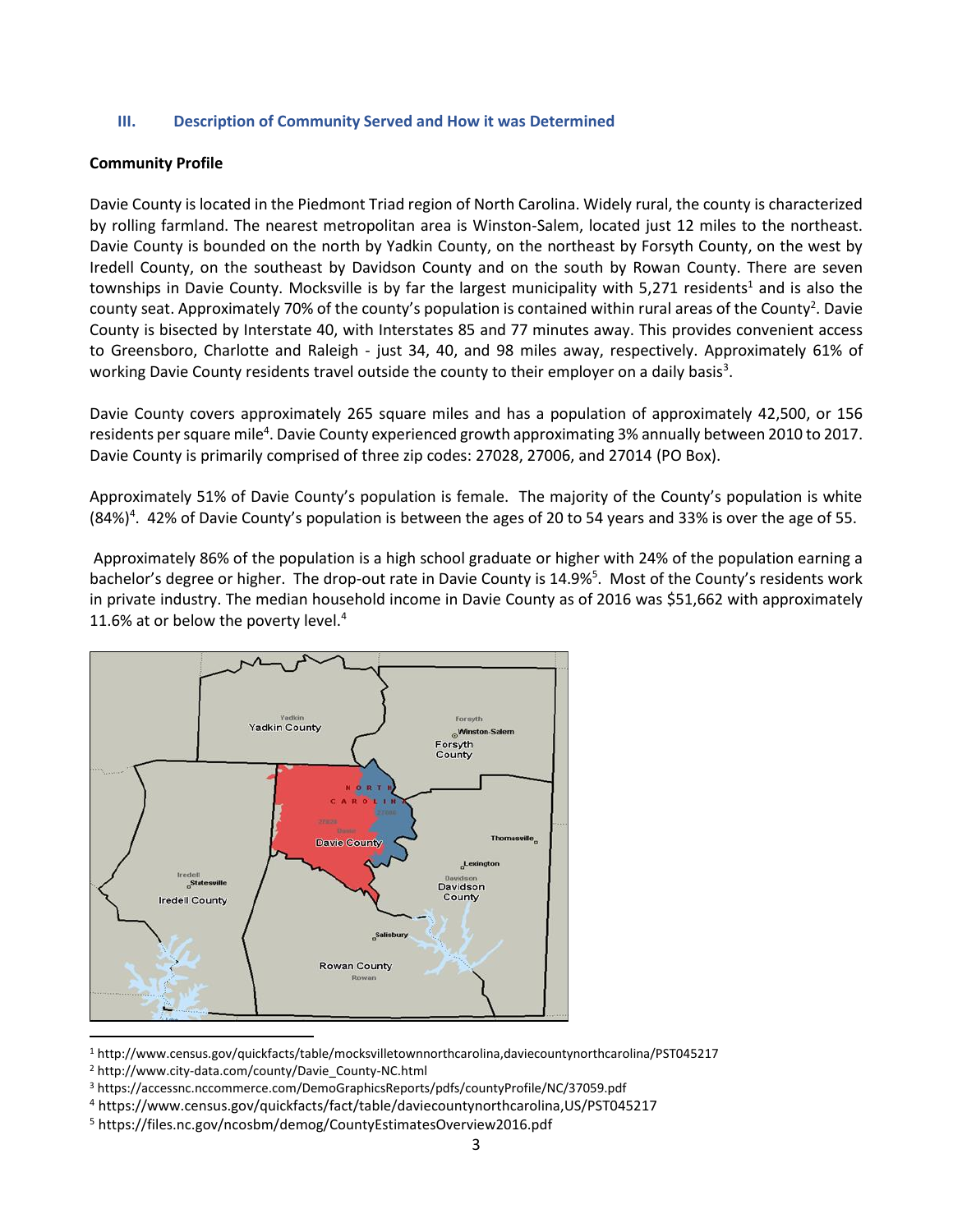### III. Description of Community Served and How it was Determined

**Community Profile**

Davie County is located in the Piedmont Triad region of North Carolina. Widely rural, the county is characterized by rolling farmland. The nearest metropolitan area is Winston-Salem, located just 12 miles to the northeast. Davie County is bounded on the north by Yadkin County, on the northeast by Forsyth County, on the west by Iredell County, on the southeast by Davidson County and on the south by Rowan County. There are seven townships in Davie County. Mocksville is by far the largest municipality with 5,271 residents[1] and is also the county seat. Approximately 70% of the county's population is contained within rural areas of the County[2]. Davie County is bisected by Interstate 40, with Interstates 85 and 77 minutes away. This provides convenient access to Greensboro, Charlotte and Raleigh - just 34, 40, and 98 miles away, respectively. Approximately 61% of working Davie County residents travel outside the county to their employer on a daily basis[3].

Davie County covers approximately 265 square miles and has a population of approximately 42,500, or 156 residents per square mile[4]. Davie County experienced growth approximating 3% annually between 2010 to 2017. Davie County is primarily comprised of three zip codes: 27028, 27006, and 27014 (PO Box).

Approximately 51% of Davie County's population is female. The majority of the County's population is white (84%)[4]. 42% of Davie County's population is between the ages of 20 to 54 years and 33% is over the age of 55.

Approximately 86% of the population is a high school graduate or higher with 24% of the population earning a bachelor's degree or higher. The drop-out rate in Davie County is 14.9%[5]. Most of the County's residents work in private industry. The median household income in Davie County as of 2016 was $51,662 with approximately 11.6% at or below the poverty level.[4]

[1] http://www.census.gov/quickfacts/table/mocksvilletownnorthcarolina,daviecountynorthcarolina/PST045217

[2] http://www.city-data.com/county/Davie_County-NC.html

[3] https://accessnc.nccommerce.com/DemoGraphicsReports/pdfs/countyProfile/NC/37059.pdf

[4] https://www.census.gov/quickfacts/fact/table/daviecountynorthcarolina,US/PST045217

[5] https://files.nc.gov/ncosbm/demog/CountyEstimatesOverview2016.pdf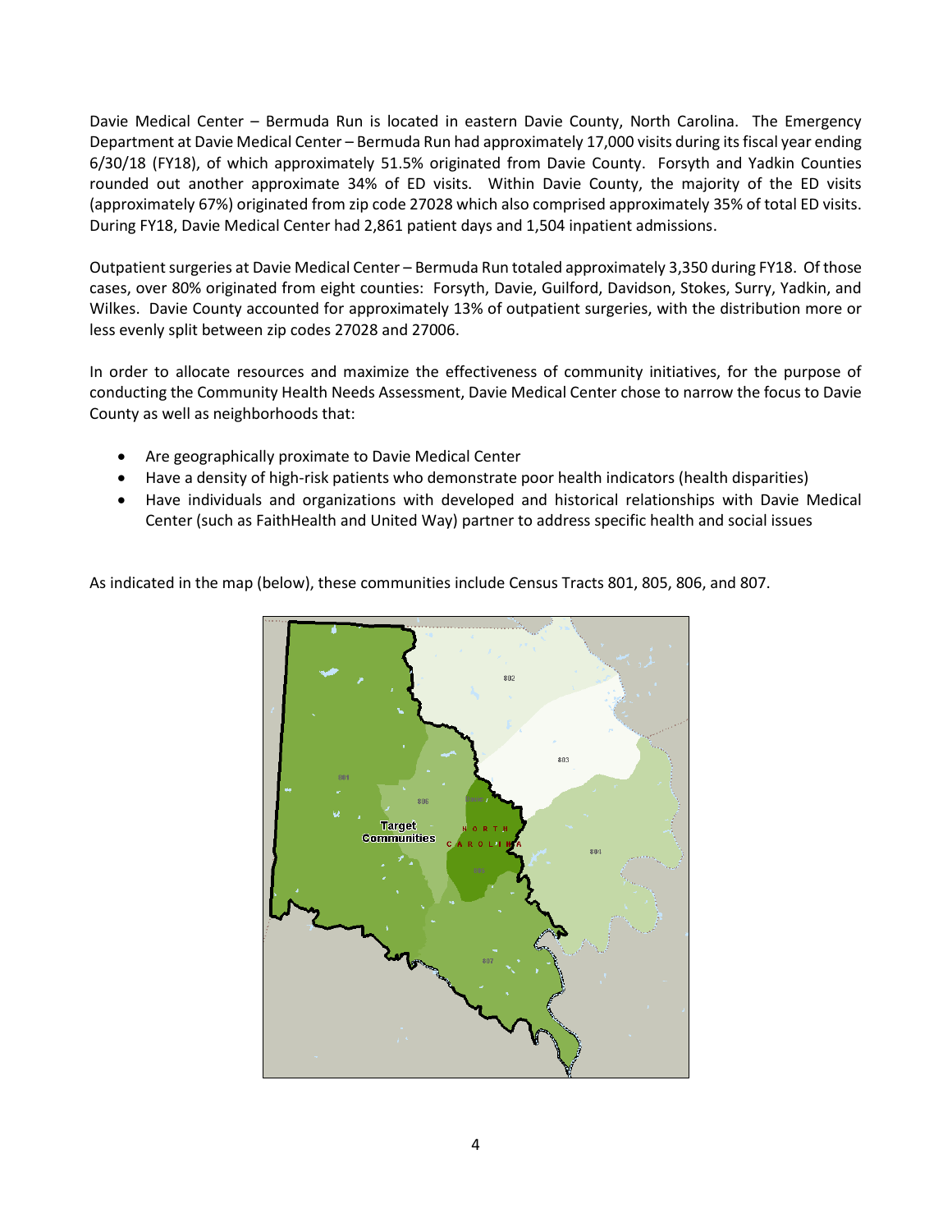Davie Medical Center – Bermuda Run is located in eastern Davie County, North Carolina. The Emergency Department at Davie Medical Center – Bermuda Run had approximately 17,000 visits during its fiscal year ending 6/30/18 (FY18), of which approximately 51.5% originated from Davie County. Forsyth and Yadkin Counties rounded out another approximate 34% of ED visits. Within Davie County, the majority of the ED visits (approximately 67%) originated from zip code 27028 which also comprised approximately 35% of total ED visits. During FY18, Davie Medical Center had 2,861 patient days and 1,504 inpatient admissions.

Outpatient surgeries at Davie Medical Center – Bermuda Run totaled approximately 3,350 during FY18. Of those cases, over 80% originated from eight counties: Forsyth, Davie, Guilford, Davidson, Stokes, Surry, Yadkin, and Wilkes. Davie County accounted for approximately 13% of outpatient surgeries, with the distribution more or less evenly split between zip codes 27028 and 27006.

In order to allocate resources and maximize the effectiveness of community initiatives, for the purpose of conducting the Community Health Needs Assessment, Davie Medical Center chose to narrow the focus to Davie County as well as neighborhoods that:

- Are geographically proximate to Davie Medical Center
- Have a density of high-risk patients who demonstrate poor health indicators (health disparities)
- Have individuals and organizations with developed and historical relationships with Davie Medical Center (such as FaithHealth and United Way) partner to address specific health and social issues

As indicated in the map (below), these communities include Census Tracts 801, 805, 806, and 807.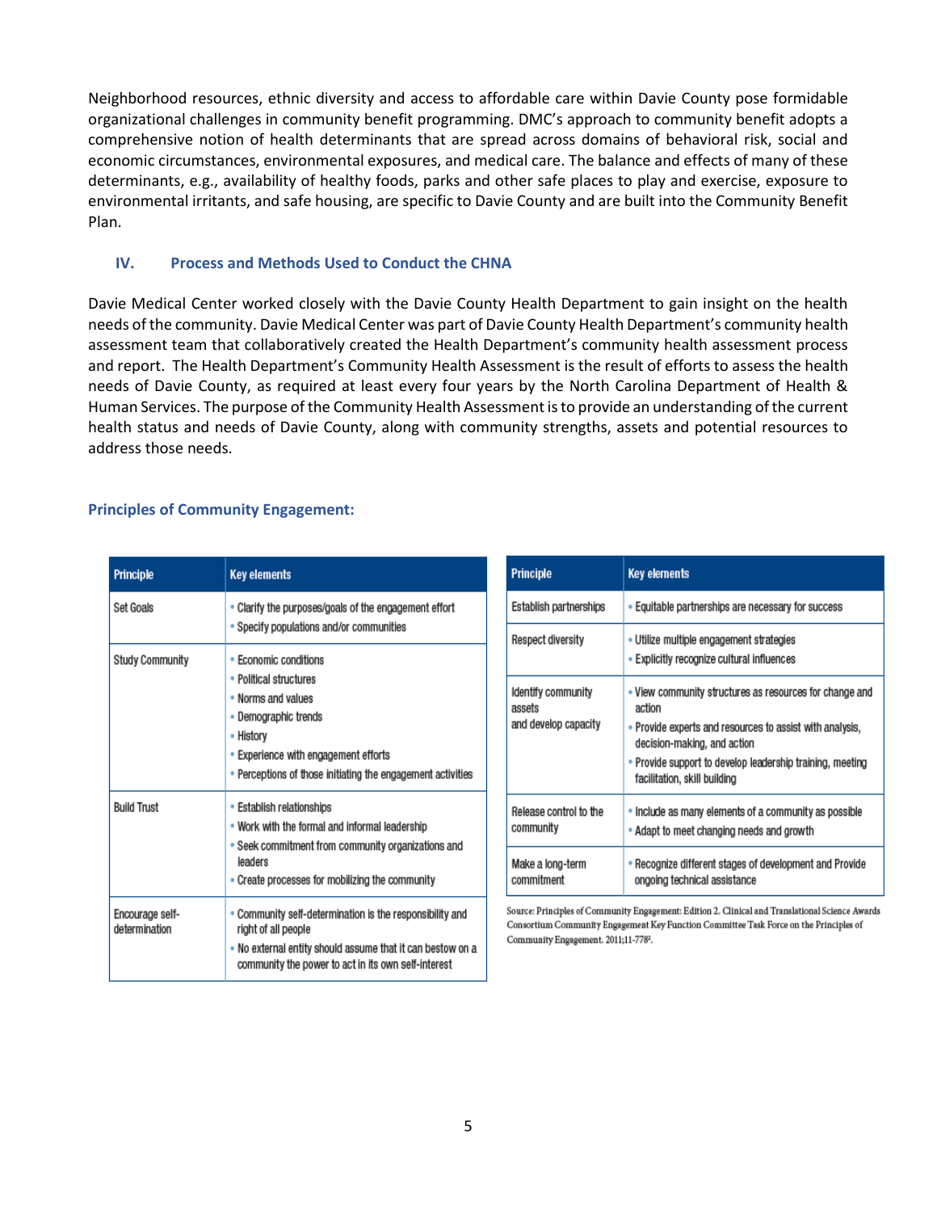Neighborhood resources, ethnic diversity and access to affordable care within Davie County pose formidable organizational challenges in community benefit programming. DMC's approach to community benefit adopts a comprehensive notion of health determinants that are spread across domains of behavioral risk, social and economic circumstances, environmental exposures, and medical care. The balance and effects of many of these determinants, e.g., availability of healthy foods, parks and other safe places to play and exercise, exposure to environmental irritants, and safe housing, are specific to Davie County and are built into the Community Benefit Plan.

## IV. Process and Methods Used to Conduct the CHNA

Davie Medical Center worked closely with the Davie County Health Department to gain insight on the health needs of the community. Davie Medical Center was part of Davie County Health Department's community health assessment team that collaboratively created the Health Department's community health assessment process and report. The Health Department's Community Health Assessment is the result of efforts to assess the health needs of Davie County, as required at least every four years by the North Carolina Department of Health & Human Services. The purpose of the Community Health Assessment is to provide an understanding of the current health status and needs of Davie County, along with community strengths, assets and potential resources to address those needs.

### Principles of Community Engagement:

| Principle | Key elements |
|---|---|
| Set Goals | • Clarify the purposes/goals of the engagement effort<br>• Specify populations and/or communities |
| Study Community | • Economic conditions<br>• Political structures<br>• Norms and values<br>• Demographic trends<br>• History<br>• Experience with engagement efforts<br>• Perceptions of those initiating the engagement activities |
| Build Trust | • Establish relationships<br>• Work with the formal and informal leadership<br>• Seek commitment from community organizations and leaders<br>• Create processes for mobilizing the community |
| Encourage self-determination | • Community self-determination is the responsibility and right of all people<br>• No external entity should assume that it can bestow on a community the power to act in its own self-interest |
| Establish partnerships | • Equitable partnerships are necessary for success |
| Respect diversity | • Utilize multiple engagement strategies<br>• Explicitly recognize cultural influences |
| Identify community assets and develop capacity | • View community structures as resources for change and action<br>• Provide experts and resources to assist with analysis, decision-making, and action<br>• Provide support to develop leadership training, meeting facilitation, skill building |
| Release control to the community | • Include as many elements of a community as possible<br>• Adapt to meet changing needs and growth |
| Make a long-term commitment | • Recognize different stages of development and Provide ongoing technical assistance |

Source: Principles of Community Engagement: Edition 2. Clinical and Translational Science Awards Consortium Community Engagement Key Function Committee Task Force on the Principles of Community Engagement. 2011;11-7782.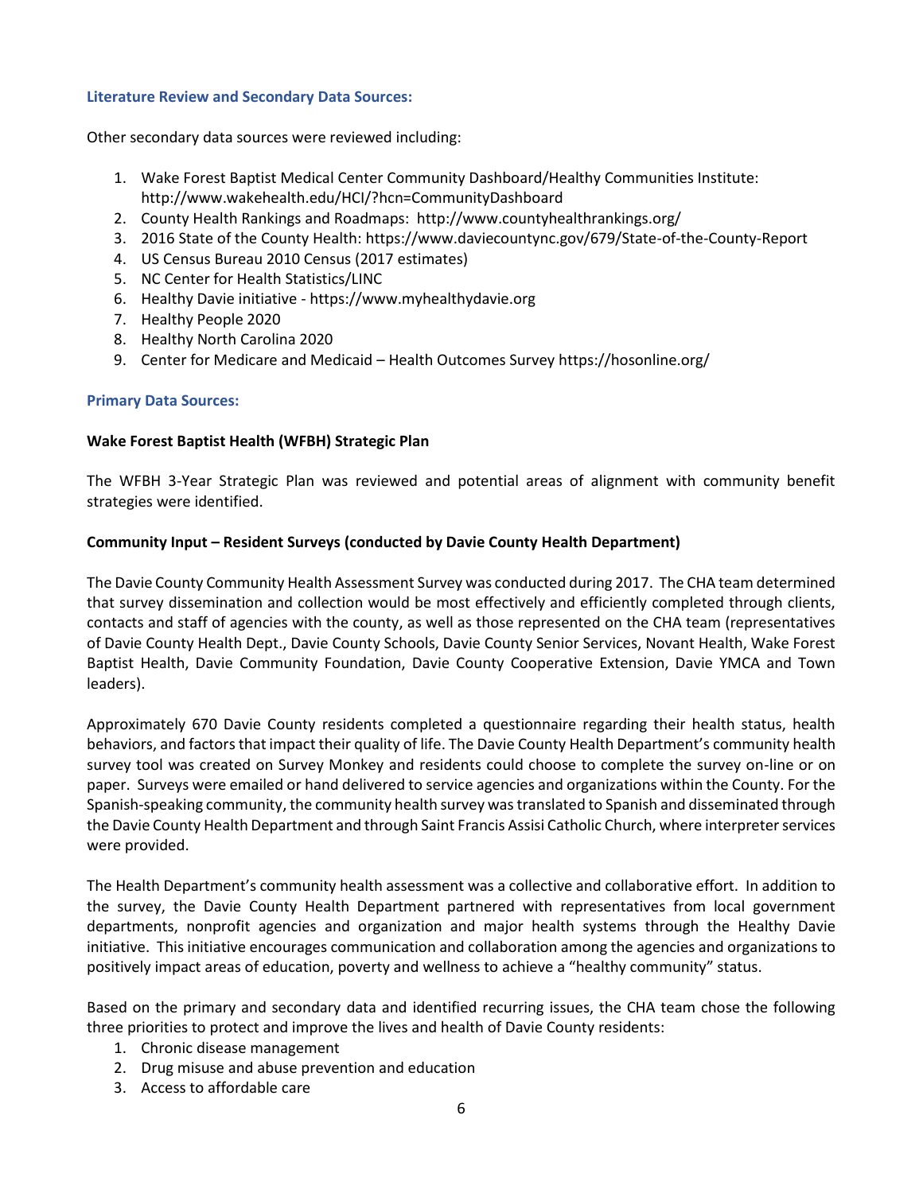### Literature Review and Secondary Data Sources:

Other secondary data sources were reviewed including:

1. Wake Forest Baptist Medical Center Community Dashboard/Healthy Communities Institute: http://www.wakehealth.edu/HCI/?hcn=CommunityDashboard
2. County Health Rankings and Roadmaps: http://www.countyhealthrankings.org/
3. 2016 State of the County Health: https://www.daviecountync.gov/679/State-of-the-County-Report
4. US Census Bureau 2010 Census (2017 estimates)
5. NC Center for Health Statistics/LINC
6. Healthy Davie initiative - https://www.myhealthydavie.org
7. Healthy People 2020
8. Healthy North Carolina 2020
9. Center for Medicare and Medicaid – Health Outcomes Survey https://hosonline.org/

### Primary Data Sources:

**Wake Forest Baptist Health (WFBH) Strategic Plan**

The WFBH 3-Year Strategic Plan was reviewed and potential areas of alignment with community benefit strategies were identified.

**Community Input – Resident Surveys (conducted by Davie County Health Department)**

The Davie County Community Health Assessment Survey was conducted during 2017. The CHA team determined that survey dissemination and collection would be most effectively and efficiently completed through clients, contacts and staff of agencies with the county, as well as those represented on the CHA team (representatives of Davie County Health Dept., Davie County Schools, Davie County Senior Services, Novant Health, Wake Forest Baptist Health, Davie Community Foundation, Davie County Cooperative Extension, Davie YMCA and Town leaders).

Approximately 670 Davie County residents completed a questionnaire regarding their health status, health behaviors, and factors that impact their quality of life. The Davie County Health Department's community health survey tool was created on Survey Monkey and residents could choose to complete the survey on-line or on paper. Surveys were emailed or hand delivered to service agencies and organizations within the County. For the Spanish-speaking community, the community health survey was translated to Spanish and disseminated through the Davie County Health Department and through Saint Francis Assisi Catholic Church, where interpreter services were provided.

The Health Department's community health assessment was a collective and collaborative effort. In addition to the survey, the Davie County Health Department partnered with representatives from local government departments, nonprofit agencies and organization and major health systems through the Healthy Davie initiative. This initiative encourages communication and collaboration among the agencies and organizations to positively impact areas of education, poverty and wellness to achieve a "healthy community" status.

Based on the primary and secondary data and identified recurring issues, the CHA team chose the following three priorities to protect and improve the lives and health of Davie County residents:

1. Chronic disease management
2. Drug misuse and abuse prevention and education
3. Access to affordable care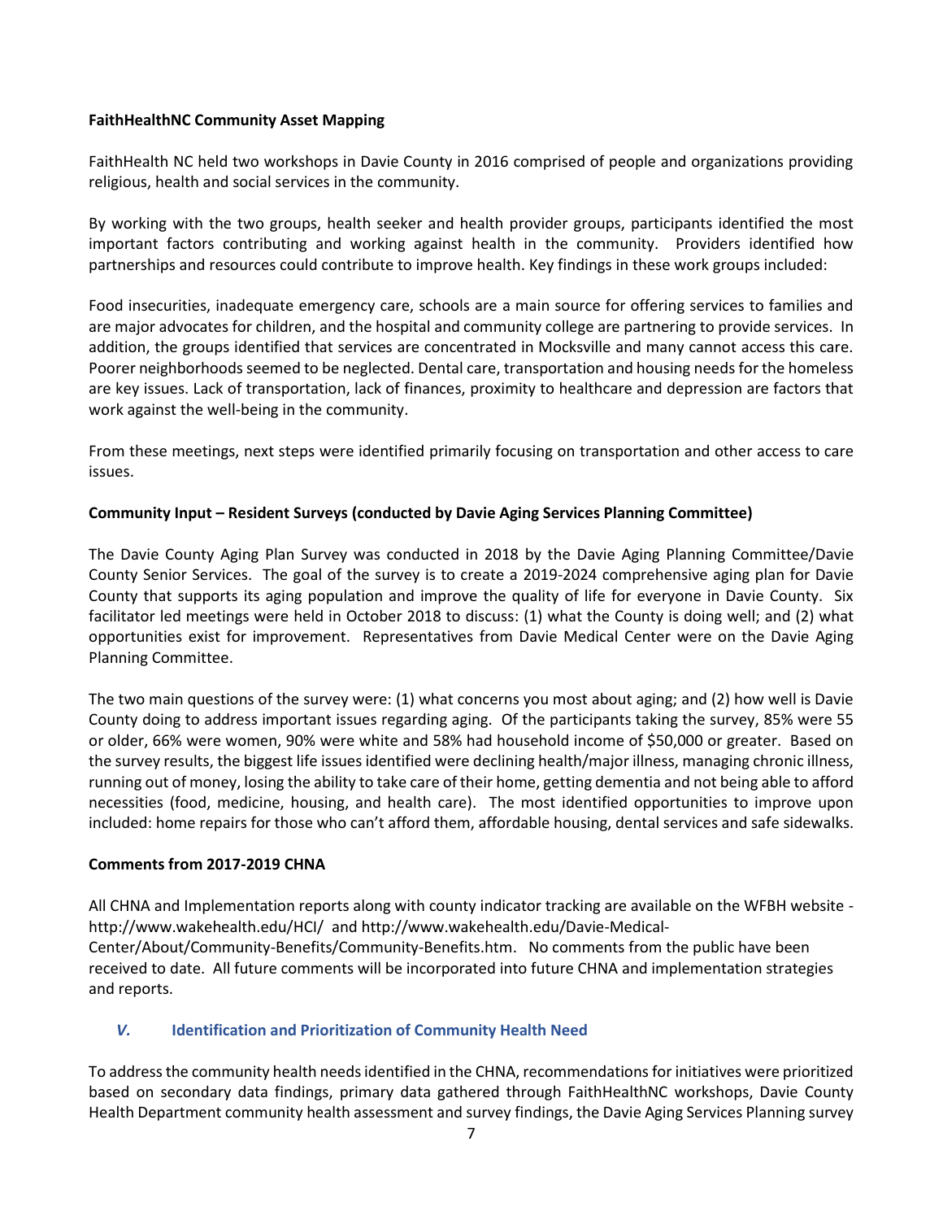**FaithHealthNC Community Asset Mapping**

FaithHealth NC held two workshops in Davie County in 2016 comprised of people and organizations providing religious, health and social services in the community.

By working with the two groups, health seeker and health provider groups, participants identified the most important factors contributing and working against health in the community. Providers identified how partnerships and resources could contribute to improve health. Key findings in these work groups included:

Food insecurities, inadequate emergency care, schools are a main source for offering services to families and are major advocates for children, and the hospital and community college are partnering to provide services. In addition, the groups identified that services are concentrated in Mocksville and many cannot access this care. Poorer neighborhoods seemed to be neglected. Dental care, transportation and housing needs for the homeless are key issues. Lack of transportation, lack of finances, proximity to healthcare and depression are factors that work against the well-being in the community.

From these meetings, next steps were identified primarily focusing on transportation and other access to care issues.

**Community Input – Resident Surveys (conducted by Davie Aging Services Planning Committee)**

The Davie County Aging Plan Survey was conducted in 2018 by the Davie Aging Planning Committee/Davie County Senior Services. The goal of the survey is to create a 2019-2024 comprehensive aging plan for Davie County that supports its aging population and improve the quality of life for everyone in Davie County. Six facilitator led meetings were held in October 2018 to discuss: (1) what the County is doing well; and (2) what opportunities exist for improvement. Representatives from Davie Medical Center were on the Davie Aging Planning Committee.

The two main questions of the survey were: (1) what concerns you most about aging; and (2) how well is Davie County doing to address important issues regarding aging. Of the participants taking the survey, 85% were 55 or older, 66% were women, 90% were white and 58% had household income of $50,000 or greater. Based on the survey results, the biggest life issues identified were declining health/major illness, managing chronic illness, running out of money, losing the ability to take care of their home, getting dementia and not being able to afford necessities (food, medicine, housing, and health care). The most identified opportunities to improve upon included: home repairs for those who can't afford them, affordable housing, dental services and safe sidewalks.

**Comments from 2017-2019 CHNA**

All CHNA and Implementation reports along with county indicator tracking are available on the WFBH website - http://www.wakehealth.edu/HCI/ and http://www.wakehealth.edu/Davie-Medical-Center/About/Community-Benefits/Community-Benefits.htm. No comments from the public have been received to date. All future comments will be incorporated into future CHNA and implementation strategies and reports.

## *V.* Identification and Prioritization of Community Health Need

To address the community health needs identified in the CHNA, recommendations for initiatives were prioritized based on secondary data findings, primary data gathered through FaithHealthNC workshops, Davie County Health Department community health assessment and survey findings, the Davie Aging Services Planning survey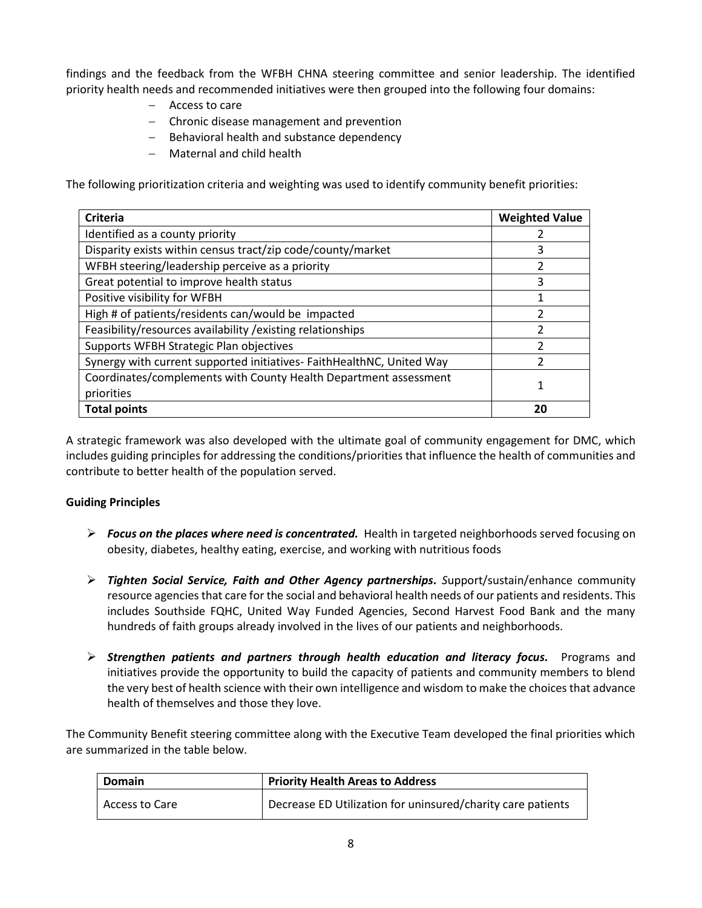findings and the feedback from the WFBH CHNA steering committee and senior leadership. The identified priority health needs and recommended initiatives were then grouped into the following four domains:

- Access to care
- Chronic disease management and prevention
- Behavioral health and substance dependency
- Maternal and child health

The following prioritization criteria and weighting was used to identify community benefit priorities:

| Criteria | Weighted Value |
|---|---|
| Identified as a county priority | 2 |
| Disparity exists within census tract/zip code/county/market | 3 |
| WFBH steering/leadership perceive as a priority | 2 |
| Great potential to improve health status | 3 |
| Positive visibility for WFBH | 1 |
| High # of patients/residents can/would be impacted | 2 |
| Feasibility/resources availability /existing relationships | 2 |
| Supports WFBH Strategic Plan objectives | 2 |
| Synergy with current supported initiatives- FaithHealthNC, United Way | 2 |
| Coordinates/complements with County Health Department assessment priorities | 1 |
| **Total points** | **20** |

A strategic framework was also developed with the ultimate goal of community engagement for DMC, which includes guiding principles for addressing the conditions/priorities that influence the health of communities and contribute to better health of the population served.

**Guiding Principles**

- ***Focus on the places where need is concentrated.*** Health in targeted neighborhoods served focusing on obesity, diabetes, healthy eating, exercise, and working with nutritious foods
- ***Tighten Social Service, Faith and Other Agency partnerships.*** *S*upport/sustain/enhance community resource agencies that care for the social and behavioral health needs of our patients and residents. This includes Southside FQHC, United Way Funded Agencies, Second Harvest Food Bank and the many hundreds of faith groups already involved in the lives of our patients and neighborhoods.
- ***Strengthen patients and partners through health education and literacy focus.*** Programs and initiatives provide the opportunity to build the capacity of patients and community members to blend the very best of health science with their own intelligence and wisdom to make the choices that advance health of themselves and those they love.

The Community Benefit steering committee along with the Executive Team developed the final priorities which are summarized in the table below.

| Domain | Priority Health Areas to Address |
|---|---|
| Access to Care | Decrease ED Utilization for uninsured/charity care patients |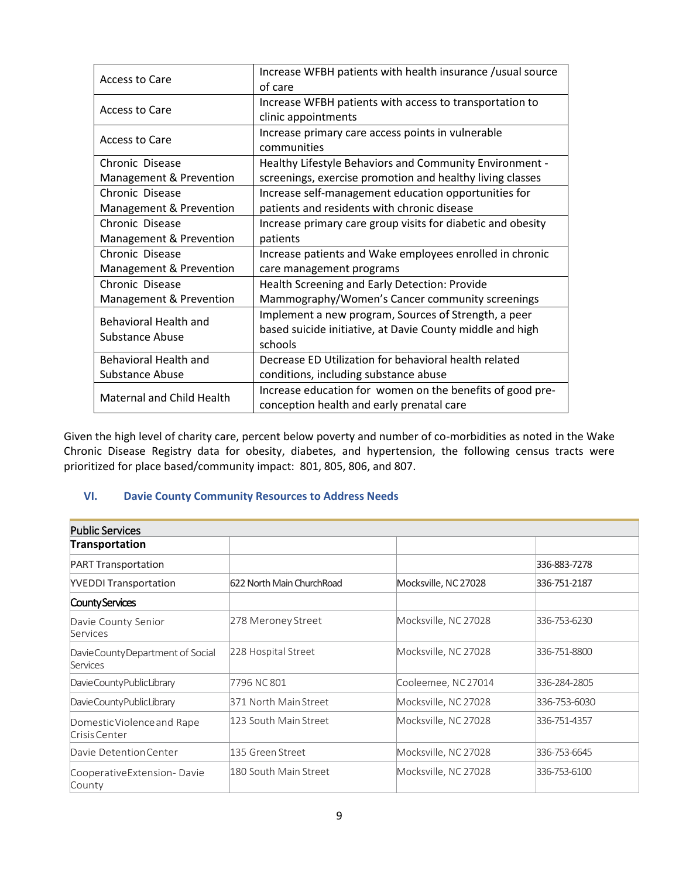| Access to Care | Increase WFBH patients with health insurance /usual source of care |
|---|---|
| Access to Care | Increase WFBH patients with access to transportation to clinic appointments |
| Access to Care | Increase primary care access points in vulnerable communities |
| Chronic Disease Management & Prevention | Healthy Lifestyle Behaviors and Community Environment - screenings, exercise promotion and healthy living classes |
| Chronic Disease Management & Prevention | Increase self-management education opportunities for patients and residents with chronic disease |
| Chronic Disease Management & Prevention | Increase primary care group visits for diabetic and obesity patients |
| Chronic Disease Management & Prevention | Increase patients and Wake employees enrolled in chronic care management programs |
| Chronic Disease Management & Prevention | Health Screening and Early Detection: Provide Mammography/Women's Cancer community screenings |
| Behavioral Health and Substance Abuse | Implement a new program, Sources of Strength, a peer based suicide initiative, at Davie County middle and high schools |
| Behavioral Health and Substance Abuse | Decrease ED Utilization for behavioral health related conditions, including substance abuse |
| Maternal and Child Health | Increase education for women on the benefits of good pre-conception health and early prenatal care |

Given the high level of charity care, percent below poverty and number of co-morbidities as noted in the Wake Chronic Disease Registry data for obesity, diabetes, and hypertension, the following census tracts were prioritized for place based/community impact: 801, 805, 806, and 807.

## VI. Davie County Community Resources to Address Needs

| Public Services | | | |
|---|---|---|---|
| **Transportation** | | | |
| PART Transportation | | | 336-883-7278 |
| YVEDDI Transportation | 622 North Main ChurchRoad | Mocksville, NC 27028 | 336-751-2187 |
| **County Services** | | | |
| Davie County Senior Services | 278 Meroney Street | Mocksville, NC 27028 | 336-753-6230 |
| Davie County Department of Social Services | 228 Hospital Street | Mocksville, NC 27028 | 336-751-8800 |
| Davie County Public Library | 7796 NC 801 | Cooleemee, NC 27014 | 336-284-2805 |
| Davie County Public Library | 371 North Main Street | Mocksville, NC 27028 | 336-753-6030 |
| Domestic Violence and Rape Crisis Center | 123 South Main Street | Mocksville, NC 27028 | 336-751-4357 |
| Davie Detention Center | 135 Green Street | Mocksville, NC 27028 | 336-753-6645 |
| Cooperative Extension- Davie County | 180 South Main Street | Mocksville, NC 27028 | 336-753-6100 |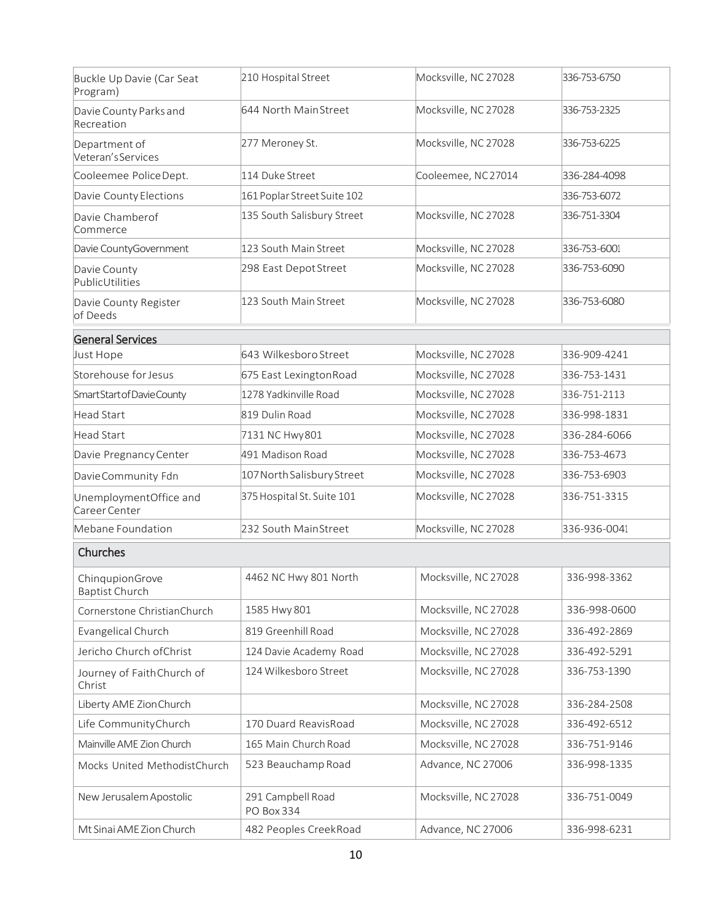| | | | |
|---|---|---|---|
| Buckle Up Davie (Car Seat Program) | 210 Hospital Street | Mocksville, NC 27028 | 336-753-6750 |
| Davie County Parks and Recreation | 644 North Main Street | Mocksville, NC 27028 | 336-753-2325 |
| Department of Veteran's Services | 277 Meroney St. | Mocksville, NC 27028 | 336-753-6225 |
| Cooleemee Police Dept. | 114 Duke Street | Cooleemee, NC 27014 | 336-284-4098 |
| Davie County Elections | 161 Poplar Street Suite 102 | | 336-753-6072 |
| Davie Chamber of Commerce | 135 South Salisbury Street | Mocksville, NC 27028 | 336-751-3304 |
| Davie County Government | 123 South Main Street | Mocksville, NC 27028 | 336-753-6001 |
| Davie County Public Utilities | 298 East Depot Street | Mocksville, NC 27028 | 336-753-6090 |
| Davie County Register of Deeds | 123 South Main Street | Mocksville, NC 27028 | 336-753-6080 |

## General Services

| | | | |
|---|---|---|---|
| Just Hope | 643 Wilkesboro Street | Mocksville, NC 27028 | 336-909-4241 |
| Storehouse for Jesus | 675 East Lexington Road | Mocksville, NC 27028 | 336-753-1431 |
| Smart Start of Davie County | 1278 Yadkinville Road | Mocksville, NC 27028 | 336-751-2113 |
| Head Start | 819 Dulin Road | Mocksville, NC 27028 | 336-998-1831 |
| Head Start | 7131 NC Hwy 801 | Mocksville, NC 27028 | 336-284-6066 |
| Davie Pregnancy Center | 491 Madison Road | Mocksville, NC 27028 | 336-753-4673 |
| Davie Community Fdn | 107 North Salisbury Street | Mocksville, NC 27028 | 336-753-6903 |
| Unemployment Office and Career Center | 375 Hospital St. Suite 101 | Mocksville, NC 27028 | 336-751-3315 |
| Mebane Foundation | 232 South Main Street | Mocksville, NC 27028 | 336-936-0041 |

## Churches

| | | | |
|---|---|---|---|
| Chinqupion Grove Baptist Church | 4462 NC Hwy 801 North | Mocksville, NC 27028 | 336-998-3362 |
| Cornerstone Christian Church | 1585 Hwy 801 | Mocksville, NC 27028 | 336-998-0600 |
| Evangelical Church | 819 Greenhill Road | Mocksville, NC 27028 | 336-492-2869 |
| Jericho Church of Christ | 124 Davie Academy Road | Mocksville, NC 27028 | 336-492-5291 |
| Journey of Faith Church of Christ | 124 Wilkesboro Street | Mocksville, NC 27028 | 336-753-1390 |
| Liberty AME Zion Church | | Mocksville, NC 27028 | 336-284-2508 |
| Life Community Church | 170 Duard Reavis Road | Mocksville, NC 27028 | 336-492-6512 |
| Mainville AME Zion Church | 165 Main Church Road | Mocksville, NC 27028 | 336-751-9146 |
| Mocks United Methodist Church | 523 Beauchamp Road | Advance, NC 27006 | 336-998-1335 |
| New Jerusalem Apostolic | 291 Campbell Road PO Box 334 | Mocksville, NC 27028 | 336-751-0049 |
| Mt Sinai AME Zion Church | 482 Peoples Creek Road | Advance, NC 27006 | 336-998-6231 |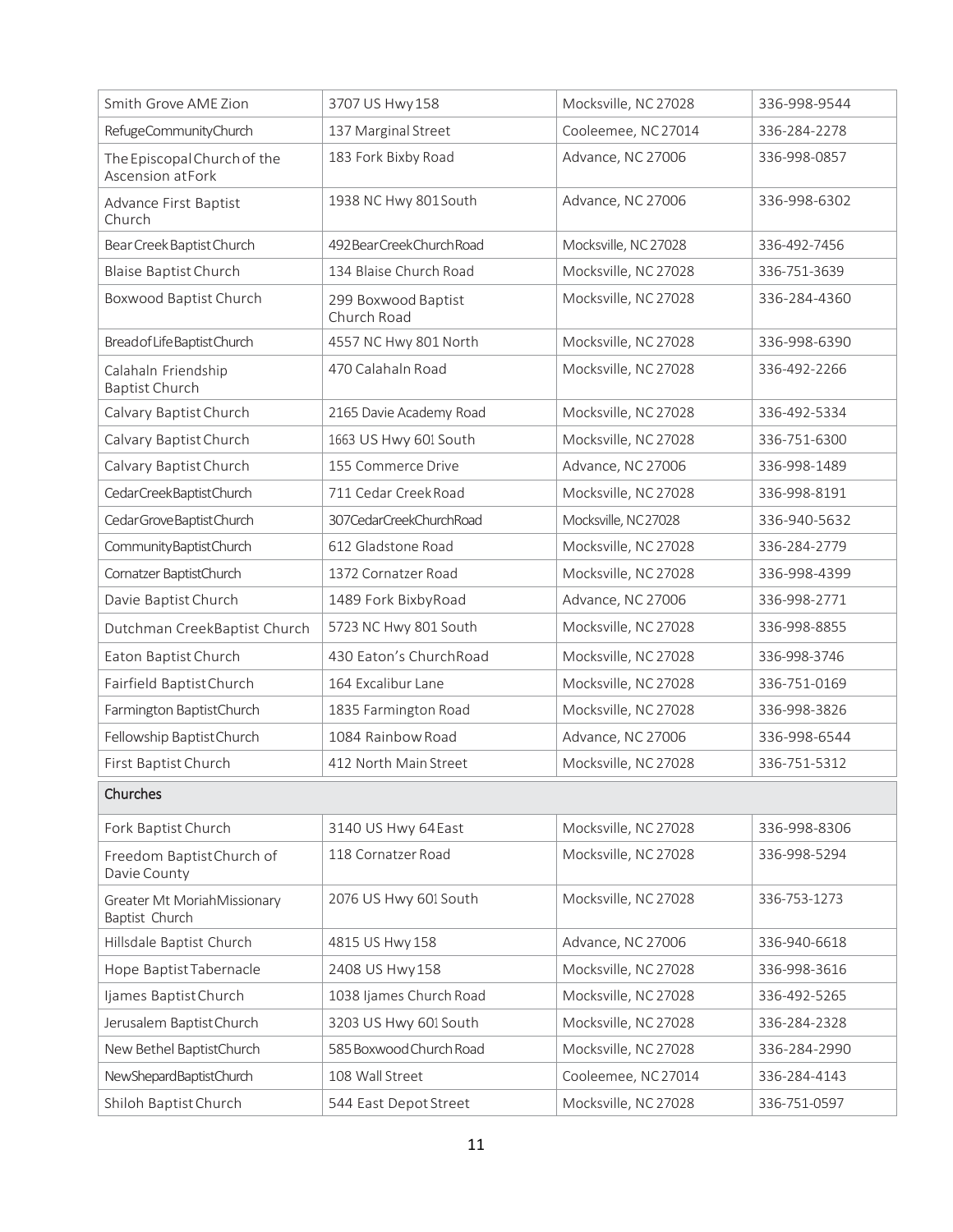| Smith Grove AME Zion | 3707 US Hwy 158 | Mocksville, NC 27028 | 336-998-9544 |
|---|---|---|---|
| Refuge Community Church | 137 Marginal Street | Cooleemee, NC 27014 | 336-284-2278 |
| The Episcopal Church of the Ascension at Fork | 183 Fork Bixby Road | Advance, NC 27006 | 336-998-0857 |
| Advance First Baptist Church | 1938 NC Hwy 801 South | Advance, NC 27006 | 336-998-6302 |
| Bear Creek Baptist Church | 492 Bear Creek Church Road | Mocksville, NC 27028 | 336-492-7456 |
| Blaise Baptist Church | 134 Blaise Church Road | Mocksville, NC 27028 | 336-751-3639 |
| Boxwood Baptist Church | 299 Boxwood Baptist Church Road | Mocksville, NC 27028 | 336-284-4360 |
| Bread of Life Baptist Church | 4557 NC Hwy 801 North | Mocksville, NC 27028 | 336-998-6390 |
| Calahaln Friendship Baptist Church | 470 Calahaln Road | Mocksville, NC 27028 | 336-492-2266 |
| Calvary Baptist Church | 2165 Davie Academy Road | Mocksville, NC 27028 | 336-492-5334 |
| Calvary Baptist Church | 1663 US Hwy 601 South | Mocksville, NC 27028 | 336-751-6300 |
| Calvary Baptist Church | 155 Commerce Drive | Advance, NC 27006 | 336-998-1489 |
| Cedar Creek Baptist Church | 711 Cedar Creek Road | Mocksville, NC 27028 | 336-998-8191 |
| Cedar Grove Baptist Church | 307 Cedar Creek Church Road | Mocksville, NC 27028 | 336-940-5632 |
| Community Baptist Church | 612 Gladstone Road | Mocksville, NC 27028 | 336-284-2779 |
| Cornatzer Baptist Church | 1372 Cornatzer Road | Mocksville, NC 27028 | 336-998-4399 |
| Davie Baptist Church | 1489 Fork Bixby Road | Advance, NC 27006 | 336-998-2771 |
| Dutchman Creek Baptist Church | 5723 NC Hwy 801 South | Mocksville, NC 27028 | 336-998-8855 |
| Eaton Baptist Church | 430 Eaton's Church Road | Mocksville, NC 27028 | 336-998-3746 |
| Fairfield Baptist Church | 164 Excalibur Lane | Mocksville, NC 27028 | 336-751-0169 |
| Farmington Baptist Church | 1835 Farmington Road | Mocksville, NC 27028 | 336-998-3826 |
| Fellowship Baptist Church | 1084 Rainbow Road | Advance, NC 27006 | 336-998-6544 |
| First Baptist Church | 412 North Main Street | Mocksville, NC 27028 | 336-751-5312 |
| **Churches** | | | |
| Fork Baptist Church | 3140 US Hwy 64 East | Mocksville, NC 27028 | 336-998-8306 |
| Freedom Baptist Church of Davie County | 118 Cornatzer Road | Mocksville, NC 27028 | 336-998-5294 |
| Greater Mt Moriah Missionary Baptist Church | 2076 US Hwy 601 South | Mocksville, NC 27028 | 336-753-1273 |
| Hillsdale Baptist Church | 4815 US Hwy 158 | Advance, NC 27006 | 336-940-6618 |
| Hope Baptist Tabernacle | 2408 US Hwy 158 | Mocksville, NC 27028 | 336-998-3616 |
| Ijames Baptist Church | 1038 Ijames Church Road | Mocksville, NC 27028 | 336-492-5265 |
| Jerusalem Baptist Church | 3203 US Hwy 601 South | Mocksville, NC 27028 | 336-284-2328 |
| New Bethel Baptist Church | 585 Boxwood Church Road | Mocksville, NC 27028 | 336-284-2990 |
| New Shepard Baptist Church | 108 Wall Street | Cooleemee, NC 27014 | 336-284-4143 |
| Shiloh Baptist Church | 544 East Depot Street | Mocksville, NC 27028 | 336-751-0597 |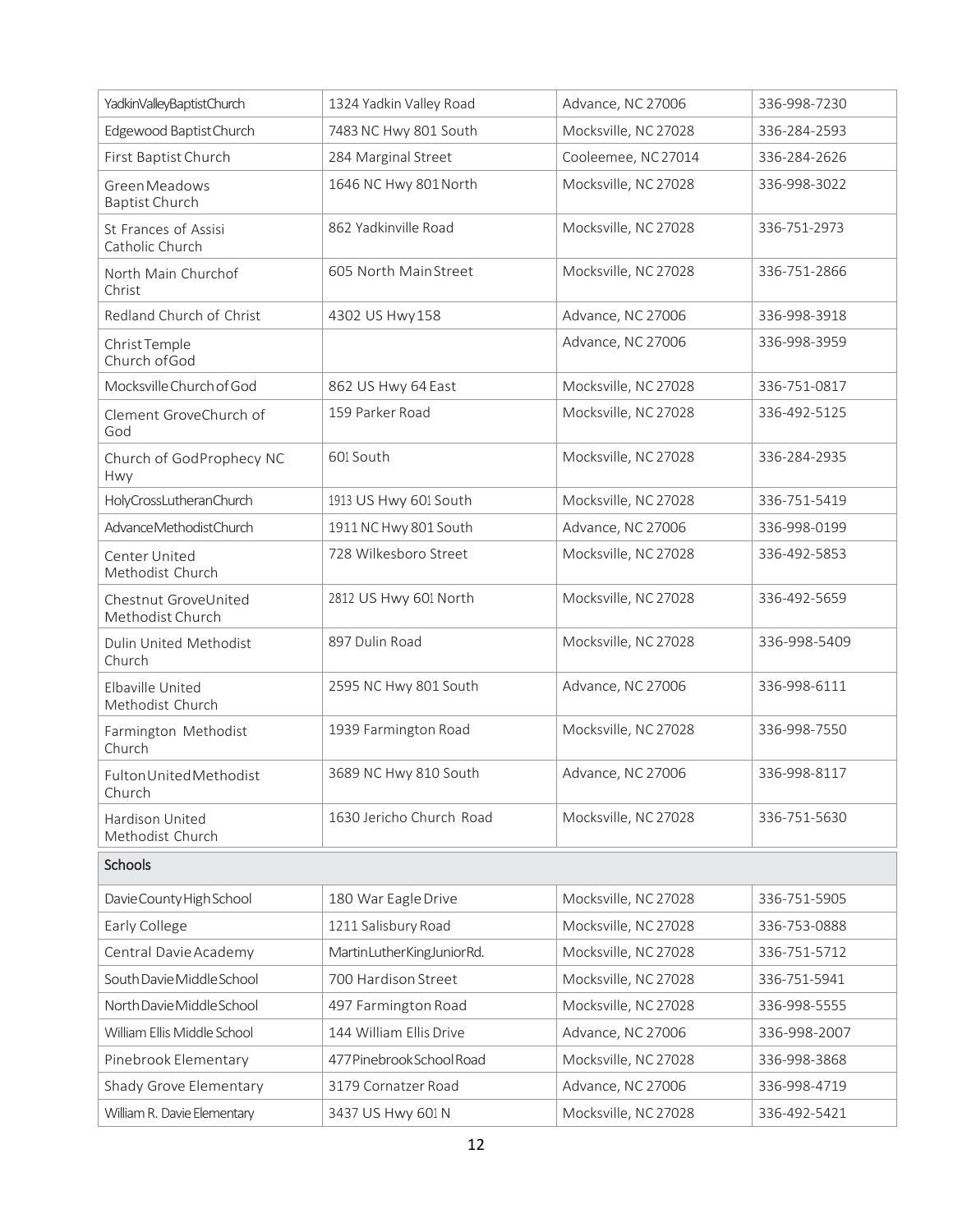| | | | |
|---|---|---|---|
| Yadkin Valley Baptist Church | 1324 Yadkin Valley Road | Advance, NC 27006 | 336-998-7230 |
| Edgewood Baptist Church | 7483 NC Hwy 801 South | Mocksville, NC 27028 | 336-284-2593 |
| First Baptist Church | 284 Marginal Street | Cooleemee, NC 27014 | 336-284-2626 |
| Green Meadows Baptist Church | 1646 NC Hwy 801 North | Mocksville, NC 27028 | 336-998-3022 |
| St Frances of Assisi Catholic Church | 862 Yadkinville Road | Mocksville, NC 27028 | 336-751-2973 |
| North Main Church of Christ | 605 North Main Street | Mocksville, NC 27028 | 336-751-2866 |
| Redland Church of Christ | 4302 US Hwy 158 | Advance, NC 27006 | 336-998-3918 |
| Christ Temple Church of God | | Advance, NC 27006 | 336-998-3959 |
| Mocksville Church of God | 862 US Hwy 64 East | Mocksville, NC 27028 | 336-751-0817 |
| Clement Grove Church of God | 159 Parker Road | Mocksville, NC 27028 | 336-492-5125 |
| Church of God Prophecy NC Hwy | 601 South | Mocksville, NC 27028 | 336-284-2935 |
| Holy Cross Lutheran Church | 1913 US Hwy 601 South | Mocksville, NC 27028 | 336-751-5419 |
| Advance Methodist Church | 1911 NC Hwy 801 South | Advance, NC 27006 | 336-998-0199 |
| Center United Methodist Church | 728 Wilkesboro Street | Mocksville, NC 27028 | 336-492-5853 |
| Chestnut Grove United Methodist Church | 2812 US Hwy 601 North | Mocksville, NC 27028 | 336-492-5659 |
| Dulin United Methodist Church | 897 Dulin Road | Mocksville, NC 27028 | 336-998-5409 |
| Elbaville United Methodist Church | 2595 NC Hwy 801 South | Advance, NC 27006 | 336-998-6111 |
| Farmington Methodist Church | 1939 Farmington Road | Mocksville, NC 27028 | 336-998-7550 |
| Fulton United Methodist Church | 3689 NC Hwy 810 South | Advance, NC 27006 | 336-998-8117 |
| Hardison United Methodist Church | 1630 Jericho Church Road | Mocksville, NC 27028 | 336-751-5630 |
| **Schools** | | | |
| Davie County High School | 180 War Eagle Drive | Mocksville, NC 27028 | 336-751-5905 |
| Early College | 1211 Salisbury Road | Mocksville, NC 27028 | 336-753-0888 |
| Central Davie Academy | Martin Luther King Junior Rd. | Mocksville, NC 27028 | 336-751-5712 |
| South Davie Middle School | 700 Hardison Street | Mocksville, NC 27028 | 336-751-5941 |
| North Davie Middle School | 497 Farmington Road | Mocksville, NC 27028 | 336-998-5555 |
| William Ellis Middle School | 144 William Ellis Drive | Advance, NC 27006 | 336-998-2007 |
| Pinebrook Elementary | 477 Pinebrook School Road | Mocksville, NC 27028 | 336-998-3868 |
| Shady Grove Elementary | 3179 Cornatzer Road | Advance, NC 27006 | 336-998-4719 |
| William R. Davie Elementary | 3437 US Hwy 601 N | Mocksville, NC 27028 | 336-492-5421 |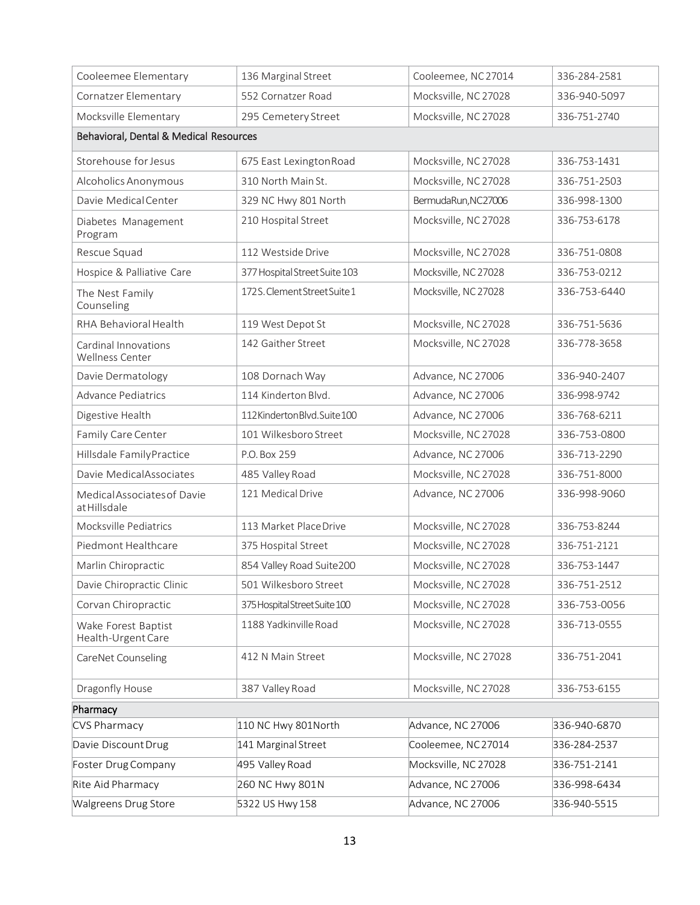| | | | |
|---|---|---|---|
| Cooleemee Elementary | 136 Marginal Street | Cooleemee, NC 27014 | 336-284-2581 |
| Cornatzer Elementary | 552 Cornatzer Road | Mocksville, NC 27028 | 336-940-5097 |
| Mocksville Elementary | 295 Cemetery Street | Mocksville, NC 27028 | 336-751-2740 |
| **Behavioral, Dental & Medical Resources** | | | |
| Storehouse for Jesus | 675 East Lexington Road | Mocksville, NC 27028 | 336-753-1431 |
| Alcoholics Anonymous | 310 North Main St. | Mocksville, NC 27028 | 336-751-2503 |
| Davie Medical Center | 329 NC Hwy 801 North | Bermuda Run, NC 27006 | 336-998-1300 |
| Diabetes Management Program | 210 Hospital Street | Mocksville, NC 27028 | 336-753-6178 |
| Rescue Squad | 112 Westside Drive | Mocksville, NC 27028 | 336-751-0808 |
| Hospice & Palliative Care | 377 Hospital Street Suite 103 | Mocksville, NC 27028 | 336-753-0212 |
| The Nest Family Counseling | 172 S. Clement Street Suite 1 | Mocksville, NC 27028 | 336-753-6440 |
| RHA Behavioral Health | 119 West Depot St | Mocksville, NC 27028 | 336-751-5636 |
| Cardinal Innovations Wellness Center | 142 Gaither Street | Mocksville, NC 27028 | 336-778-3658 |
| Davie Dermatology | 108 Dornach Way | Advance, NC 27006 | 336-940-2407 |
| Advance Pediatrics | 114 Kinderton Blvd. | Advance, NC 27006 | 336-998-9742 |
| Digestive Health | 112 Kinderton Blvd. Suite 100 | Advance, NC 27006 | 336-768-6211 |
| Family Care Center | 101 Wilkesboro Street | Mocksville, NC 27028 | 336-753-0800 |
| Hillsdale Family Practice | P.O. Box 259 | Advance, NC 27006 | 336-713-2290 |
| Davie Medical Associates | 485 Valley Road | Mocksville, NC 27028 | 336-751-8000 |
| Medical Associates of Davie at Hillsdale | 121 Medical Drive | Advance, NC 27006 | 336-998-9060 |
| Mocksville Pediatrics | 113 Market Place Drive | Mocksville, NC 27028 | 336-753-8244 |
| Piedmont Healthcare | 375 Hospital Street | Mocksville, NC 27028 | 336-751-2121 |
| Marlin Chiropractic | 854 Valley Road Suite 200 | Mocksville, NC 27028 | 336-753-1447 |
| Davie Chiropractic Clinic | 501 Wilkesboro Street | Mocksville, NC 27028 | 336-751-2512 |
| Corvan Chiropractic | 375 Hospital Street Suite 100 | Mocksville, NC 27028 | 336-753-0056 |
| Wake Forest Baptist Health-Urgent Care | 1188 Yadkinville Road | Mocksville, NC 27028 | 336-713-0555 |
| CareNet Counseling | 412 N Main Street | Mocksville, NC 27028 | 336-751-2041 |
| Dragonfly House | 387 Valley Road | Mocksville, NC 27028 | 336-753-6155 |
| **Pharmacy** | | | |
| CVS Pharmacy | 110 NC Hwy 801 North | Advance, NC 27006 | 336-940-6870 |
| Davie Discount Drug | 141 Marginal Street | Cooleemee, NC 27014 | 336-284-2537 |
| Foster Drug Company | 495 Valley Road | Mocksville, NC 27028 | 336-751-2141 |
| Rite Aid Pharmacy | 260 NC Hwy 801 N | Advance, NC 27006 | 336-998-6434 |
| Walgreens Drug Store | 5322 US Hwy 158 | Advance, NC 27006 | 336-940-5515 |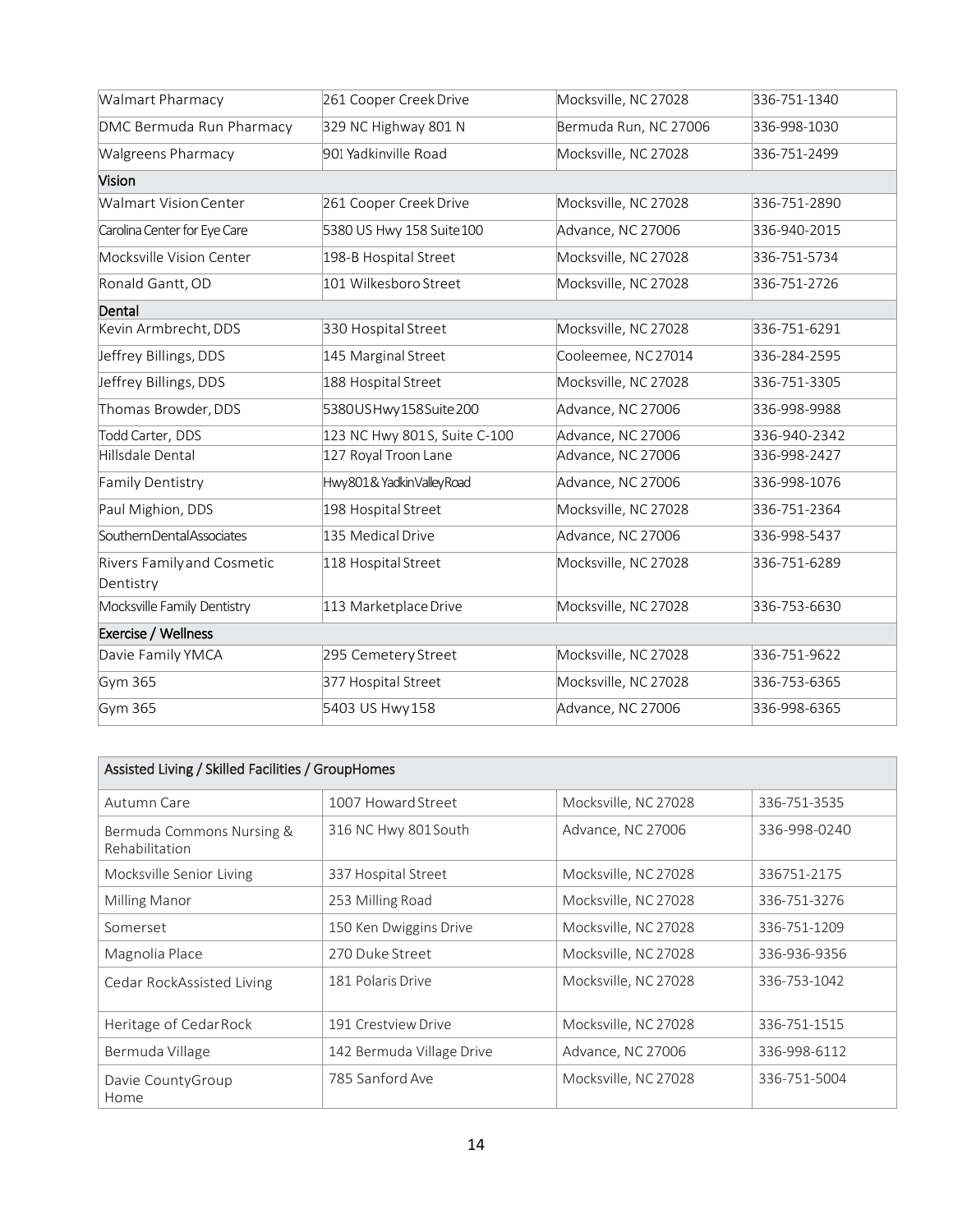| | | | |
|---|---|---|---|
| Walmart Pharmacy | 261 Cooper Creek Drive | Mocksville, NC 27028 | 336-751-1340 |
| DMC Bermuda Run Pharmacy | 329 NC Highway 801 N | Bermuda Run, NC 27006 | 336-998-1030 |
| Walgreens Pharmacy | 901 Yadkinville Road | Mocksville, NC 27028 | 336-751-2499 |
| **Vision** | | | |
| Walmart Vision Center | 261 Cooper Creek Drive | Mocksville, NC 27028 | 336-751-2890 |
| Carolina Center for Eye Care | 5380 US Hwy 158 Suite 100 | Advance, NC 27006 | 336-940-2015 |
| Mocksville Vision Center | 198-B Hospital Street | Mocksville, NC 27028 | 336-751-5734 |
| Ronald Gantt, OD | 101 Wilkesboro Street | Mocksville, NC 27028 | 336-751-2726 |
| **Dental** | | | |
| Kevin Armbrecht, DDS | 330 Hospital Street | Mocksville, NC 27028 | 336-751-6291 |
| Jeffrey Billings, DDS | 145 Marginal Street | Cooleemee, NC 27014 | 336-284-2595 |
| Jeffrey Billings, DDS | 188 Hospital Street | Mocksville, NC 27028 | 336-751-3305 |
| Thomas Browder, DDS | 5380 US Hwy 158 Suite 200 | Advance, NC 27006 | 336-998-9988 |
| Todd Carter, DDS | 123 NC Hwy 801 S, Suite C-100 | Advance, NC 27006 | 336-940-2342 |
| Hillsdale Dental | 127 Royal Troon Lane | Advance, NC 27006 | 336-998-2427 |
| Family Dentistry | Hwy 801 & Yadkin Valley Road | Advance, NC 27006 | 336-998-1076 |
| Paul Mighion, DDS | 198 Hospital Street | Mocksville, NC 27028 | 336-751-2364 |
| Southern Dental Associates | 135 Medical Drive | Advance, NC 27006 | 336-998-5437 |
| Rivers Family and Cosmetic Dentistry | 118 Hospital Street | Mocksville, NC 27028 | 336-751-6289 |
| Mocksville Family Dentistry | 113 Marketplace Drive | Mocksville, NC 27028 | 336-753-6630 |
| **Exercise / Wellness** | | | |
| Davie Family YMCA | 295 Cemetery Street | Mocksville, NC 27028 | 336-751-9622 |
| Gym 365 | 377 Hospital Street | Mocksville, NC 27028 | 336-753-6365 |
| Gym 365 | 5403 US Hwy 158 | Advance, NC 27006 | 336-998-6365 |

| Assisted Living / Skilled Facilities / Group Homes | | | |
|---|---|---|---|
| Autumn Care | 1007 Howard Street | Mocksville, NC 27028 | 336-751-3535 |
| Bermuda Commons Nursing & Rehabilitation | 316 NC Hwy 801 South | Advance, NC 27006 | 336-998-0240 |
| Mocksville Senior Living | 337 Hospital Street | Mocksville, NC 27028 | 336751-2175 |
| Milling Manor | 253 Milling Road | Mocksville, NC 27028 | 336-751-3276 |
| Somerset | 150 Ken Dwiggins Drive | Mocksville, NC 27028 | 336-751-1209 |
| Magnolia Place | 270 Duke Street | Mocksville, NC 27028 | 336-936-9356 |
| Cedar Rock Assisted Living | 181 Polaris Drive | Mocksville, NC 27028 | 336-753-1042 |
| Heritage of Cedar Rock | 191 Crestview Drive | Mocksville, NC 27028 | 336-751-1515 |
| Bermuda Village | 142 Bermuda Village Drive | Advance, NC 27006 | 336-998-6112 |
| Davie County Group Home | 785 Sanford Ave | Mocksville, NC 27028 | 336-751-5004 |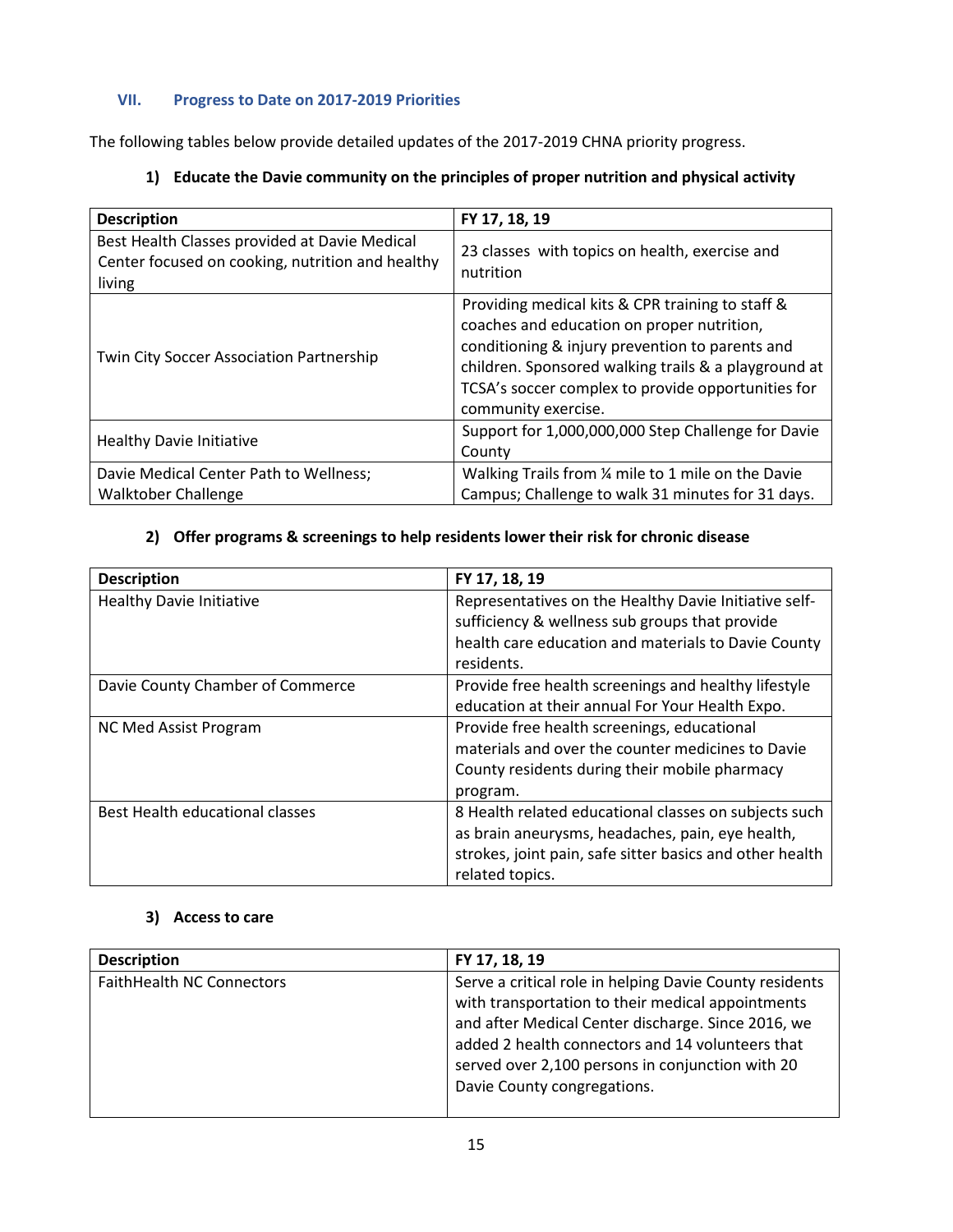## VII. Progress to Date on 2017-2019 Priorities

The following tables below provide detailed updates of the 2017-2019 CHNA priority progress.

### 1) Educate the Davie community on the principles of proper nutrition and physical activity

| Description | FY 17, 18, 19 |
|---|---|
| Best Health Classes provided at Davie Medical Center focused on cooking, nutrition and healthy living | 23 classes with topics on health, exercise and nutrition |
| Twin City Soccer Association Partnership | Providing medical kits & CPR training to staff & coaches and education on proper nutrition, conditioning & injury prevention to parents and children. Sponsored walking trails & a playground at TCSA's soccer complex to provide opportunities for community exercise. |
| Healthy Davie Initiative | Support for 1,000,000,000 Step Challenge for Davie County |
| Davie Medical Center Path to Wellness; Walktober Challenge | Walking Trails from ¼ mile to 1 mile on the Davie Campus; Challenge to walk 31 minutes for 31 days. |

### 2) Offer programs & screenings to help residents lower their risk for chronic disease

| Description | FY 17, 18, 19 |
|---|---|
| Healthy Davie Initiative | Representatives on the Healthy Davie Initiative self-sufficiency & wellness sub groups that provide health care education and materials to Davie County residents. |
| Davie County Chamber of Commerce | Provide free health screenings and healthy lifestyle education at their annual For Your Health Expo. |
| NC Med Assist Program | Provide free health screenings, educational materials and over the counter medicines to Davie County residents during their mobile pharmacy program. |
| Best Health educational classes | 8 Health related educational classes on subjects such as brain aneurysms, headaches, pain, eye health, strokes, joint pain, safe sitter basics and other health related topics. |

### 3) Access to care

| Description | FY 17, 18, 19 |
|---|---|
| FaithHealth NC Connectors | Serve a critical role in helping Davie County residents with transportation to their medical appointments and after Medical Center discharge. Since 2016, we added 2 health connectors and 14 volunteers that served over 2,100 persons in conjunction with 20 Davie County congregations. |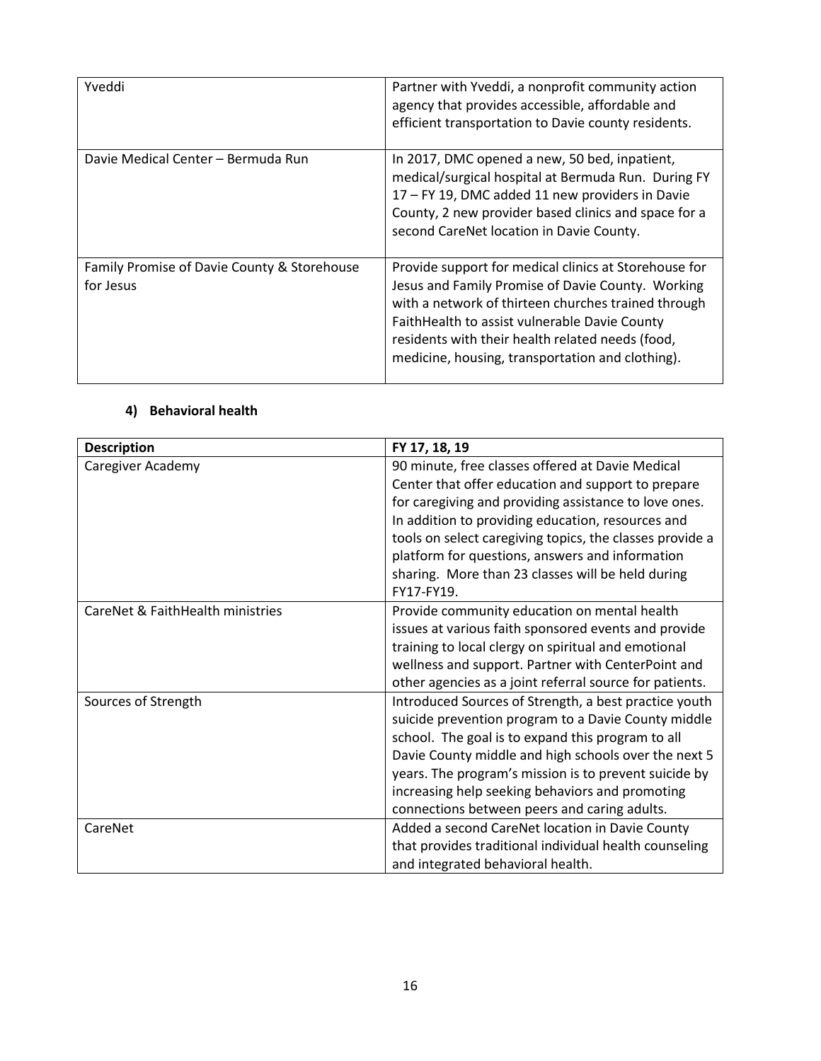| | |
|---|---|
| Yveddi | Partner with Yveddi, a nonprofit community action agency that provides accessible, affordable and efficient transportation to Davie county residents. |
| Davie Medical Center – Bermuda Run | In 2017, DMC opened a new, 50 bed, inpatient, medical/surgical hospital at Bermuda Run. During FY 17 – FY 19, DMC added 11 new providers in Davie County, 2 new provider based clinics and space for a second CareNet location in Davie County. |
| Family Promise of Davie County & Storehouse for Jesus | Provide support for medical clinics at Storehouse for Jesus and Family Promise of Davie County. Working with a network of thirteen churches trained through FaithHealth to assist vulnerable Davie County residents with their health related needs (food, medicine, housing, transportation and clothing). |

**4) Behavioral health**

| Description | FY 17, 18, 19 |
|---|---|
| Caregiver Academy | 90 minute, free classes offered at Davie Medical Center that offer education and support to prepare for caregiving and providing assistance to love ones. In addition to providing education, resources and tools on select caregiving topics, the classes provide a platform for questions, answers and information sharing. More than 23 classes will be held during FY17-FY19. |
| CareNet & FaithHealth ministries | Provide community education on mental health issues at various faith sponsored events and provide training to local clergy on spiritual and emotional wellness and support. Partner with CenterPoint and other agencies as a joint referral source for patients. |
| Sources of Strength | Introduced Sources of Strength, a best practice youth suicide prevention program to a Davie County middle school. The goal is to expand this program to all Davie County middle and high schools over the next 5 years. The program's mission is to prevent suicide by increasing help seeking behaviors and promoting connections between peers and caring adults. |
| CareNet | Added a second CareNet location in Davie County that provides traditional individual health counseling and integrated behavioral health. |